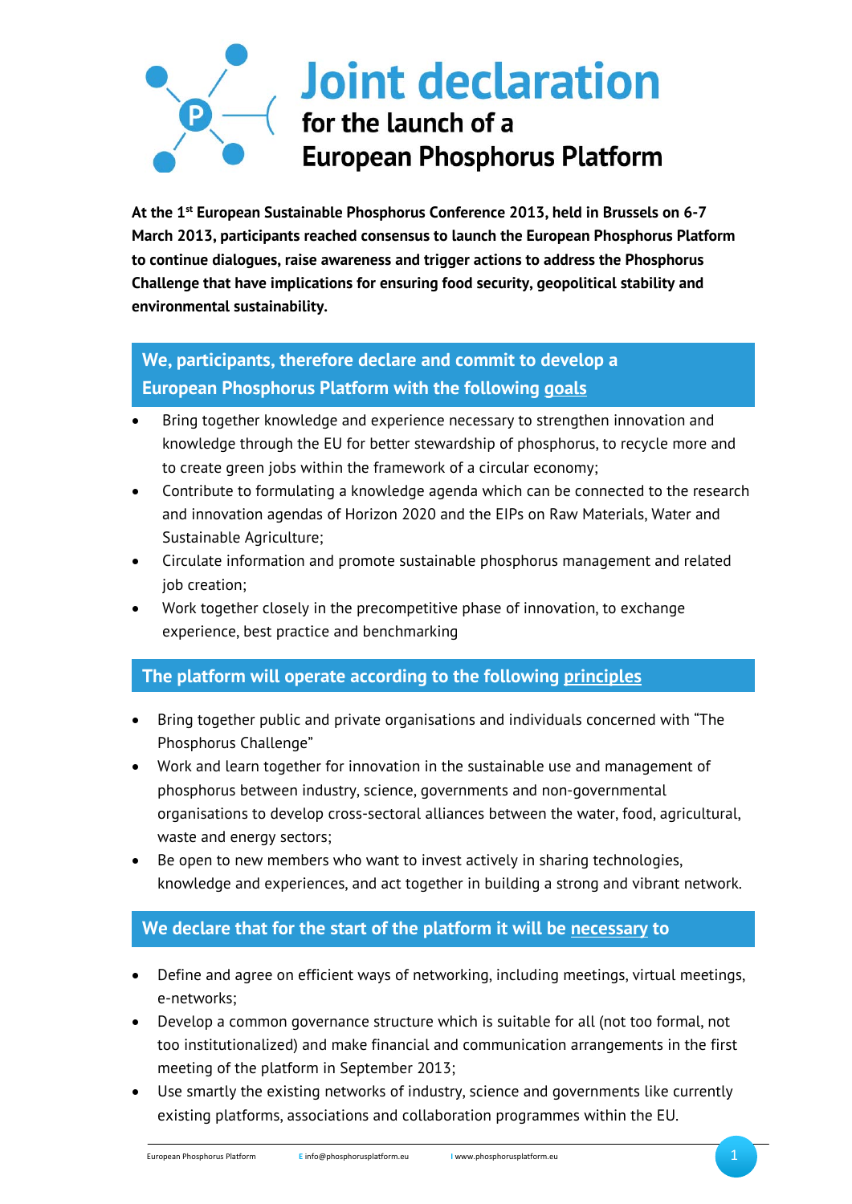# Joint declaration

## for the launch of a European Phosphorus Platform

**At the 1st European Sustainable Phosphorus Conference 2013, held in Brussels on 6-7 March 2013, participants reached consensus to launch the European Phosphorus Platform to continue dialogues, raise awareness and trigger actions to address the Phosphorus Challenge that have implications for ensuring food security, geopolitical stability and environmental sustainability.**

### We, participants, therefore declare and commit to develop a European Phosphorus Platform with the following goals

- Bring together knowledge and experience necessary to strengthen innovation and knowledge through the EU for better stewardship of phosphorus, to recycle more and to create green jobs within the framework of a circular economy;
- Contribute to formulating a knowledge agenda which can be connected to the research and innovation agendas of Horizon 2020 and the EIPs on Raw Materials, Water and Sustainable Agriculture;
- Circulate information and promote sustainable phosphorus management and related job creation;
- Work together closely in the precompetitive phase of innovation, to exchange experience, best practice and benchmarking

### The platform will operate according to the following principles

- Bring together public and private organisations and individuals concerned with “The Phosphorus Challenge”
- Work and learn together for innovation in the sustainable use and management of phosphorus between industry, science, governments and non-governmental organisations to develop cross-sectoral alliances between the water, food, agricultural, waste and energy sectors;
- Be open to new members who want to invest actively in sharing technologies, knowledge and experiences, and act together in building a strong and vibrant network.

### We declare that for the start of the platform it will be necessary to

- Define and agree on efficient ways of networking, including meetings, virtual meetings, e-networks;
- Develop a common governance structure which is suitable for all (not too formal, not too institutionalized) and make financial and communication arrangements in the first meeting of the platform in September 2013;
- Use smartly the existing networks of industry, science and governments like currently existing platforms, associations and collaboration programmes within the EU.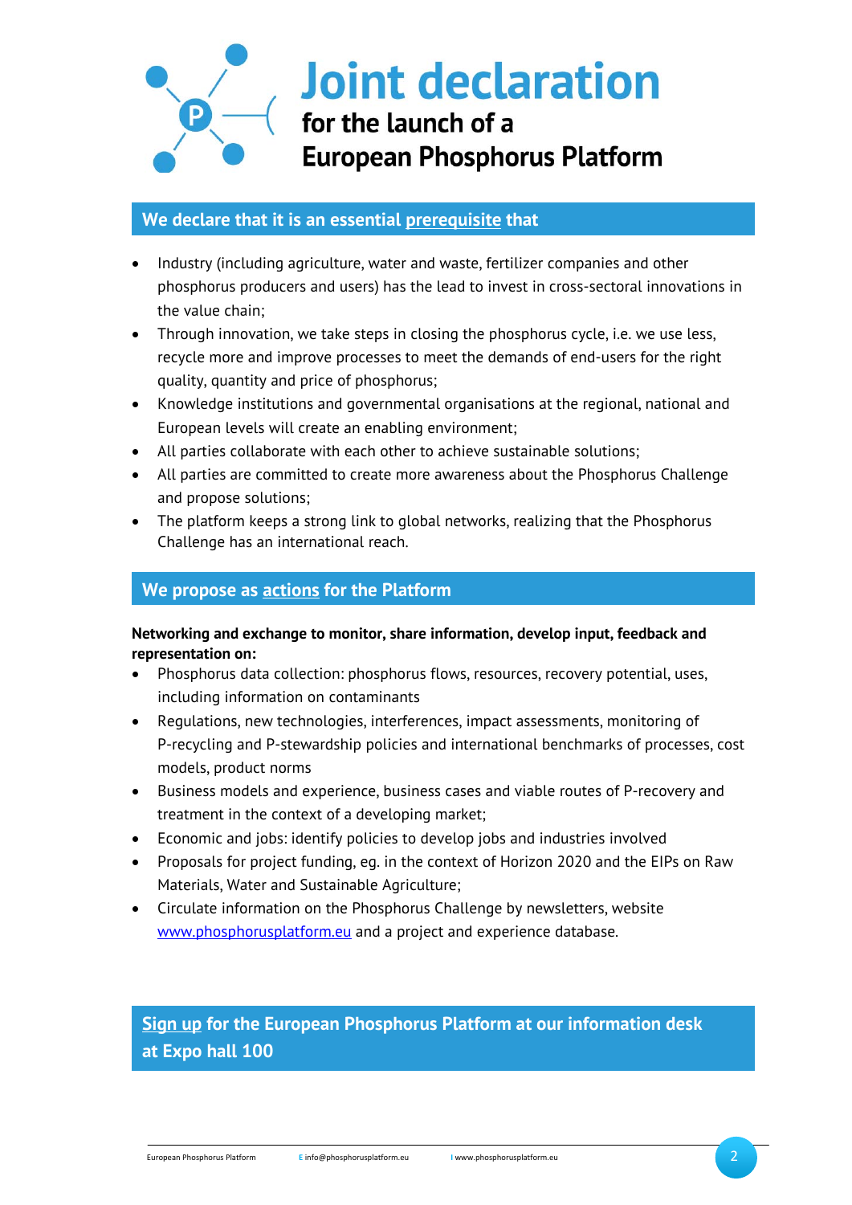# Joint declaration

## for the launch of a European Phosphorus Platform

## We declare that it is an essential prerequisite that

- Industry (including agriculture, water and waste, fertilizer companies and other phosphorus producers and users) has the lead to invest in cross-sectoral innovations in the value chain;
- Through innovation, we take steps in closing the phosphorus cycle, i.e. we use less, recycle more and improve processes to meet the demands of end-users for the right quality, quantity and price of phosphorus;
- Knowledge institutions and governmental organisations at the regional, national and European levels will create an enabling environment;
- All parties collaborate with each other to achieve sustainable solutions;
- All parties are committed to create more awareness about the Phosphorus Challenge and propose solutions;
- The platform keeps a strong link to global networks, realizing that the Phosphorus Challenge has an international reach.

## We propose as actions for the Platform

**Networking and exchange to monitor, share information, develop input, feedback and representation on:**

- Phosphorus data collection: phosphorus flows, resources, recovery potential, uses, including information on contaminants
- Regulations, new technologies, interferences, impact assessments, monitoring of P-recycling and P-stewardship policies and international benchmarks of processes, cost models, product norms
- Business models and experience, business cases and viable routes of P-recovery and treatment in the context of a developing market;
- Economic and jobs: identify policies to develop jobs and industries involved
- Proposals for project funding, eg. in the context of Horizon 2020 and the EIPs on Raw Materials, Water and Sustainable Agriculture;
- Circulate information on the Phosphorus Challenge by newsletters, website www.phosphorusplatform.eu and a project and experience database.

## Sign up for the European Phosphorus Platform at our information desk at Expo hall 100